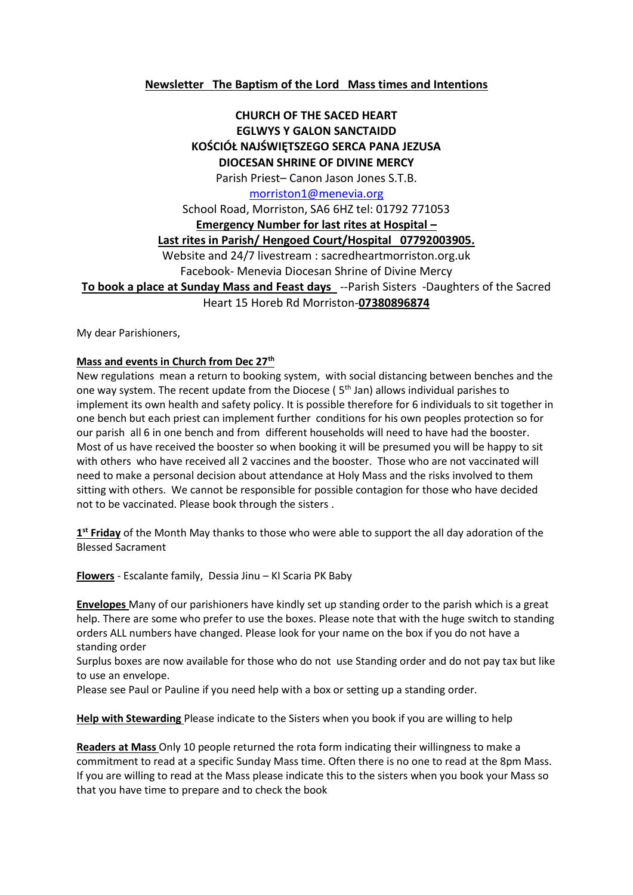**Newsletter The Baptism of the Lord Mass times and Intentions**

**CHURCH OF THE SACED HEART**
**EGLWYS Y GALON SANCTAIDD**
**KOŚCIÓŁ NAJŚWIĘTSZEGO SERCA PANA JEZUSA**
**DIOCESAN SHRINE OF DIVINE MERCY**

Parish Priest– Canon Jason Jones S.T.B.

morriston1@menevia.org

School Road, Morriston, SA6 6HZ tel: 01792 771053

**Emergency Number for last rites at Hospital –**
**Last rites in Parish/ Hengoed Court/Hospital 07792003905.**

Website and 24/7 livestream : sacredheartmorriston.org.uk

Facebook- Menevia Diocesan Shrine of Divine Mercy

**To book a place at Sunday Mass and Feast days** --Parish Sisters -Daughters of the Sacred Heart 15 Horeb Rd Morriston-**07380896874**

My dear Parishioners,

**Mass and events in Church from Dec 27th**

New regulations mean a return to booking system, with social distancing between benches and the one way system. The recent update from the Diocese ( 5th Jan) allows individual parishes to implement its own health and safety policy. It is possible therefore for 6 individuals to sit together in one bench but each priest can implement further conditions for his own peoples protection so for our parish all 6 in one bench and from different households will need to have had the booster. Most of us have received the booster so when booking it will be presumed you will be happy to sit with others who have received all 2 vaccines and the booster. Those who are not vaccinated will need to make a personal decision about attendance at Holy Mass and the risks involved to them sitting with others. We cannot be responsible for possible contagion for those who have decided not to be vaccinated. Please book through the sisters .

**1st Friday** of the Month May thanks to those who were able to support the all day adoration of the Blessed Sacrament

**Flowers** - Escalante family, Dessia Jinu – KI Scaria PK Baby

**Envelopes** Many of our parishioners have kindly set up standing order to the parish which is a great help. There are some who prefer to use the boxes. Please note that with the huge switch to standing orders ALL numbers have changed. Please look for your name on the box if you do not have a standing order

Surplus boxes are now available for those who do not use Standing order and do not pay tax but like to use an envelope.

Please see Paul or Pauline if you need help with a box or setting up a standing order.

**Help with Stewarding** Please indicate to the Sisters when you book if you are willing to help

**Readers at Mass** Only 10 people returned the rota form indicating their willingness to make a commitment to read at a specific Sunday Mass time. Often there is no one to read at the 8pm Mass. If you are willing to read at the Mass please indicate this to the sisters when you book your Mass so that you have time to prepare and to check the book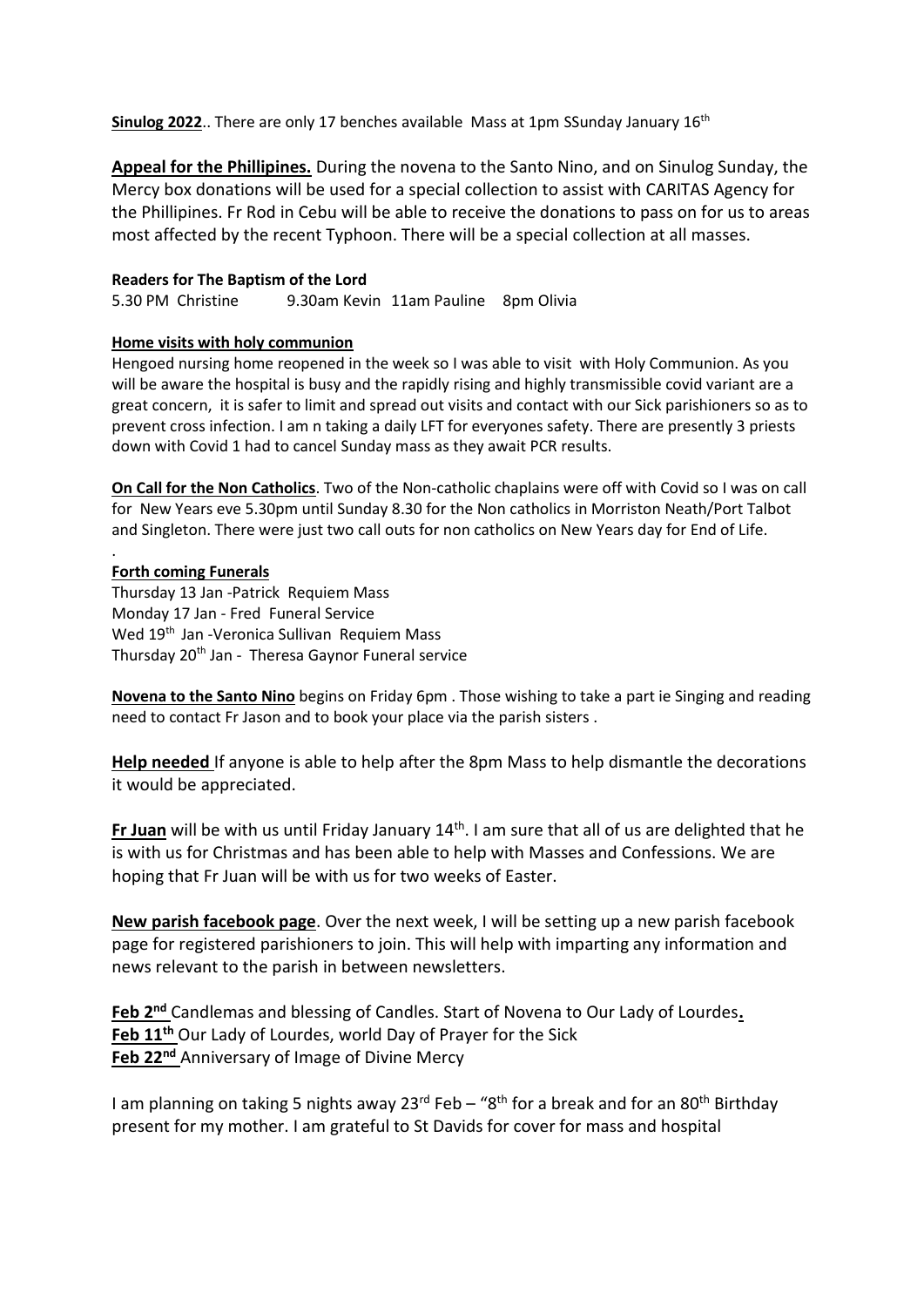**Sinulog 2022**.. There are only 17 benches available Mass at 1pm SSunday January 16th

**Appeal for the Phillipines.** During the novena to the Santo Nino, and on Sinulog Sunday, the Mercy box donations will be used for a special collection to assist with CARITAS Agency for the Phillipines. Fr Rod in Cebu will be able to receive the donations to pass on for us to areas most affected by the recent Typhoon. There will be a special collection at all masses.

**Readers for The Baptism of the Lord**

5.30 PM Christine 9.30am Kevin 11am Pauline 8pm Olivia

**Home visits with holy communion**

Hengoed nursing home reopened in the week so I was able to visit with Holy Communion. As you will be aware the hospital is busy and the rapidly rising and highly transmissible covid variant are a great concern, it is safer to limit and spread out visits and contact with our Sick parishioners so as to prevent cross infection. I am n taking a daily LFT for everyones safety. There are presently 3 priests down with Covid 1 had to cancel Sunday mass as they await PCR results.

**On Call for the Non Catholics**. Two of the Non-catholic chaplains were off with Covid so I was on call for New Years eve 5.30pm until Sunday 8.30 for the Non catholics in Morriston Neath/Port Talbot and Singleton. There were just two call outs for non catholics on New Years day for End of Life.

.

**Forth coming Funerals**

Thursday 13 Jan -Patrick Requiem Mass
Monday 17 Jan - Fred Funeral Service
Wed 19th Jan -Veronica Sullivan Requiem Mass
Thursday 20th Jan - Theresa Gaynor Funeral service

**Novena to the Santo Nino** begins on Friday 6pm . Those wishing to take a part ie Singing and reading need to contact Fr Jason and to book your place via the parish sisters .

**Help needed** If anyone is able to help after the 8pm Mass to help dismantle the decorations it would be appreciated.

**Fr Juan** will be with us until Friday January 14th. I am sure that all of us are delighted that he is with us for Christmas and has been able to help with Masses and Confessions. We are hoping that Fr Juan will be with us for two weeks of Easter.

**New parish facebook page**. Over the next week, I will be setting up a new parish facebook page for registered parishioners to join. This will help with imparting any information and news relevant to the parish in between newsletters.

**Feb 2nd** Candlemas and blessing of Candles. Start of Novena to Our Lady of Lourdes**.**
**Feb 11th** Our Lady of Lourdes, world Day of Prayer for the Sick
**Feb 22nd** Anniversary of Image of Divine Mercy

I am planning on taking 5 nights away 23rd Feb – "8th for a break and for an 80th Birthday present for my mother. I am grateful to St Davids for cover for mass and hospital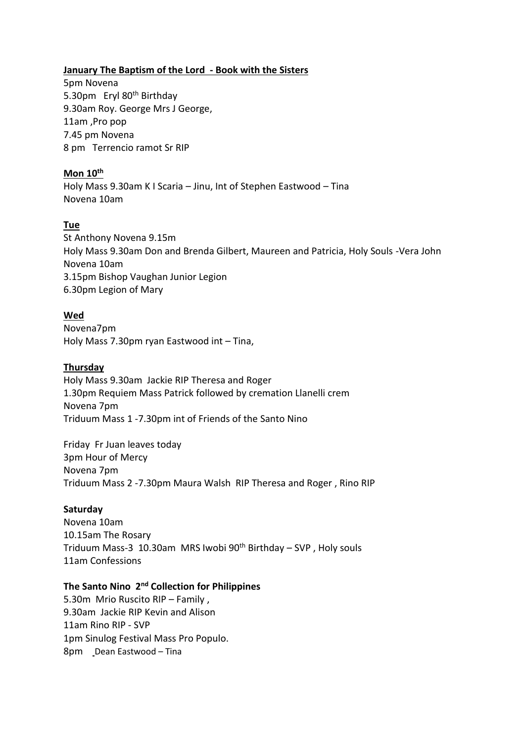**January The Baptism of the Lord - Book with the Sisters**

5pm Novena
5.30pm Eryl 80th Birthday
9.30am Roy. George Mrs J George,
11am ,Pro pop
7.45 pm Novena
8 pm Terrencio ramot Sr RIP

**Mon 10th**

Holy Mass 9.30am K I Scaria – Jinu, Int of Stephen Eastwood – Tina
Novena 10am

**Tue**

St Anthony Novena 9.15m
Holy Mass 9.30am Don and Brenda Gilbert, Maureen and Patricia, Holy Souls -Vera John
Novena 10am
3.15pm Bishop Vaughan Junior Legion
6.30pm Legion of Mary

**Wed**

Novena7pm
Holy Mass 7.30pm ryan Eastwood int – Tina,

**Thursday**

Holy Mass 9.30am Jackie RIP Theresa and Roger
1.30pm Requiem Mass Patrick followed by cremation Llanelli crem
Novena 7pm
Triduum Mass 1 -7.30pm int of Friends of the Santo Nino

Friday Fr Juan leaves today
3pm Hour of Mercy
Novena 7pm
Triduum Mass 2 -7.30pm Maura Walsh RIP Theresa and Roger , Rino RIP

**Saturday**

Novena 10am
10.15am The Rosary
Triduum Mass-3 10.30am MRS Iwobi 90th Birthday – SVP , Holy souls
11am Confessions

**The Santo Nino 2nd Collection for Philippines**

5.30m Mrio Ruscito RIP – Family ,
9.30am Jackie RIP Kevin and Alison
11am Rino RIP - SVP
1pm Sinulog Festival Mass Pro Populo.
8pm Dean Eastwood – Tina